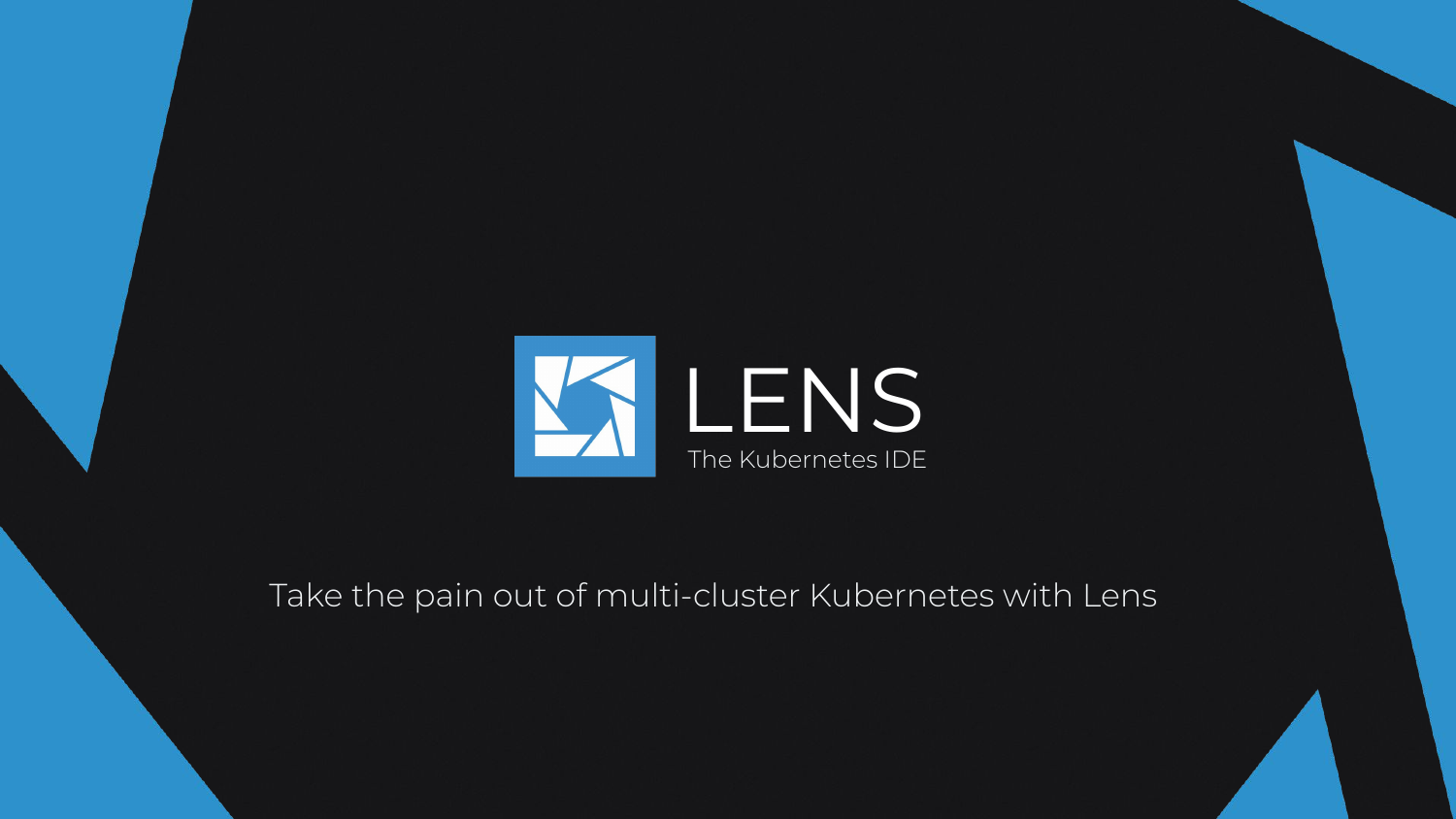# LENS

The Kubernetes IDE

Take the pain out of multi-cluster Kubernetes with Lens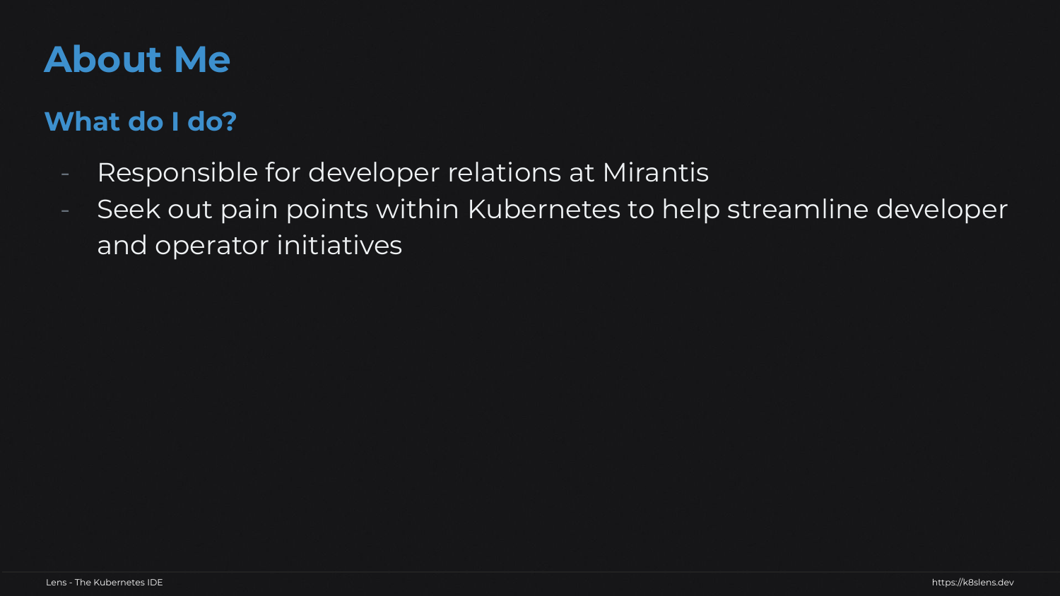# About Me

## What do I do?

- Responsible for developer relations at Mirantis
- Seek out pain points within Kubernetes to help streamline developer and operator initiatives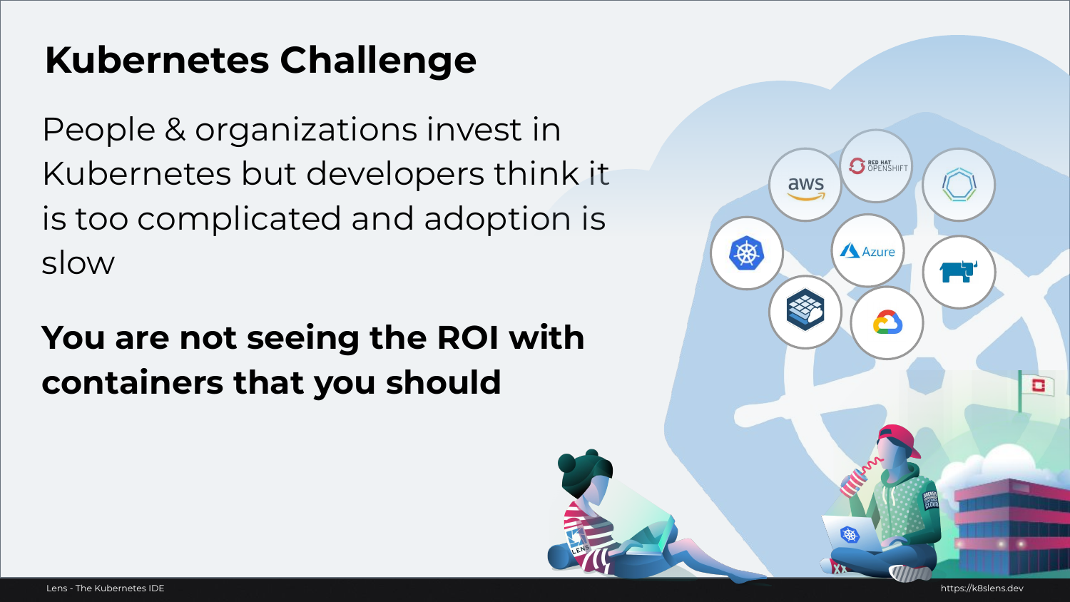# Kubernetes Challenge

People & organizations invest in Kubernetes but developers think it is too complicated and adoption is slow

**You are not seeing the ROI with containers that you should**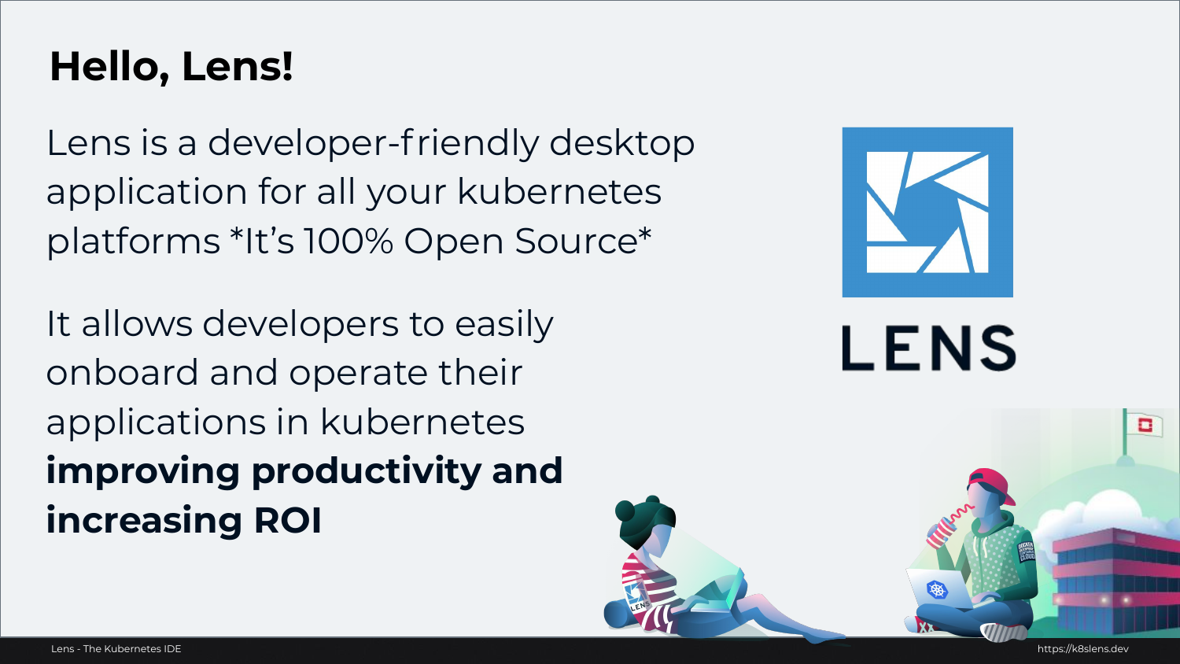# Hello, Lens!

Lens is a developer-friendly desktop application for all your kubernetes platforms *It's 100% Open Source*

It allows developers to easily onboard and operate their applications in kubernetes **improving productivity and increasing ROI**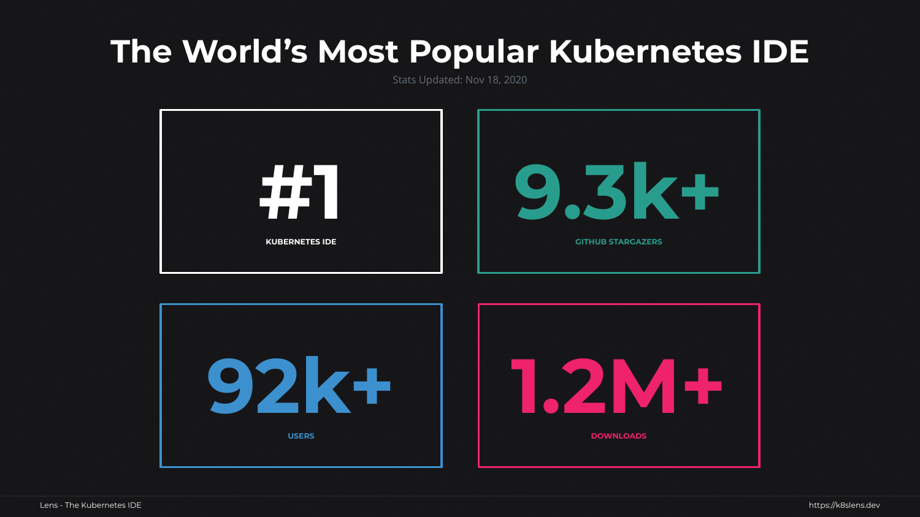# The World's Most Popular Kubernetes IDE

Stats Updated: Nov 18, 2020

**#1**
KUBERNETES IDE

**9.3k+**
GITHUB STARGAZERS

**92k+**
USERS

**1.2M+**
DOWNLOADS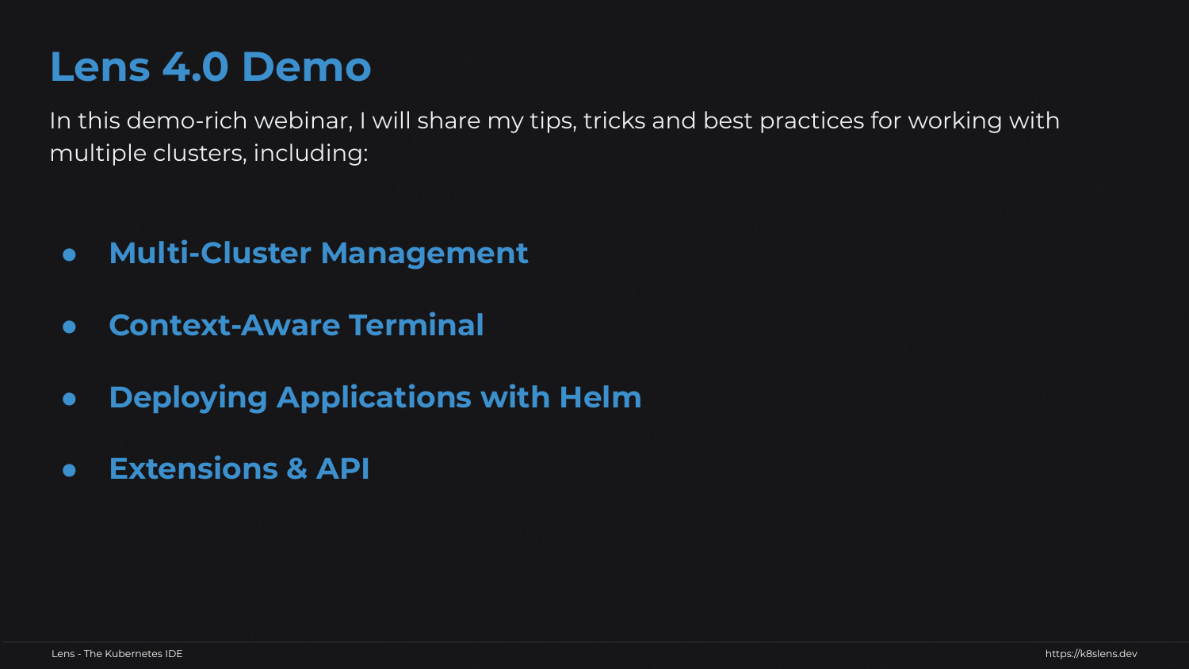# Lens 4.0 Demo

In this demo-rich webinar, I will share my tips, tricks and best practices for working with multiple clusters, including:

- **Multi-Cluster Management**
- **Context-Aware Terminal**
- **Deploying Applications with Helm**
- **Extensions & API**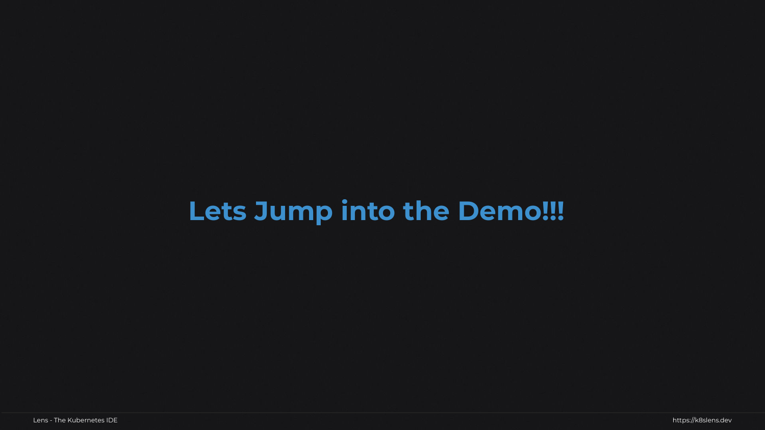# Lets Jump into the Demo!!!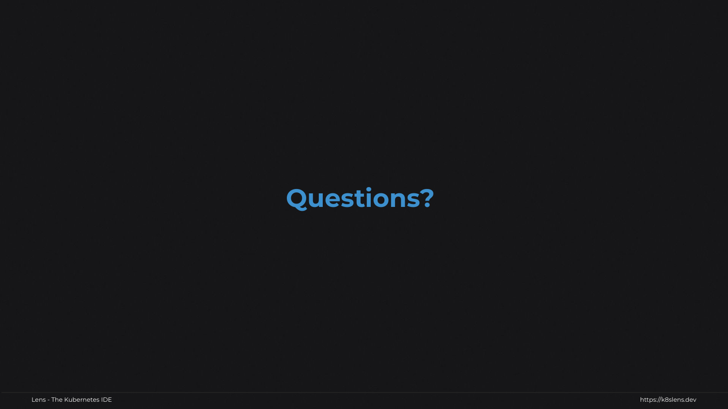# Questions?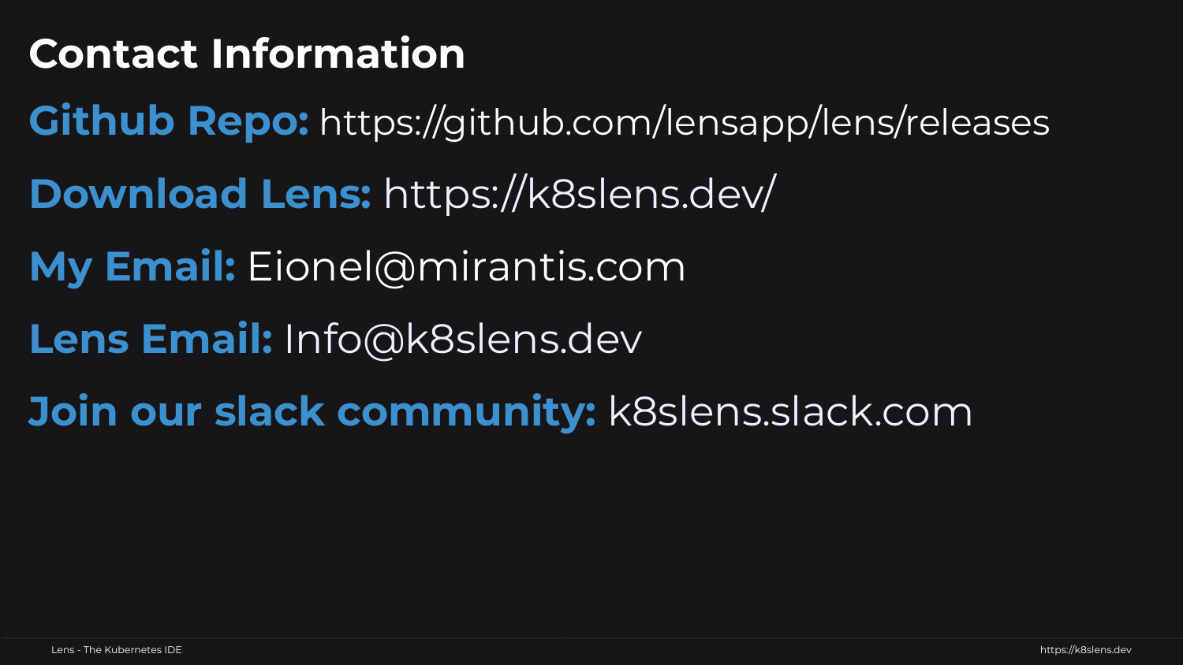# Contact Information

**Github Repo:** https://github.com/lensapp/lens/releases

**Download Lens:** https://k8slens.dev/

**My Email:** Eionel@mirantis.com

**Lens Email:** Info@k8slens.dev

**Join our slack community:** k8slens.slack.com